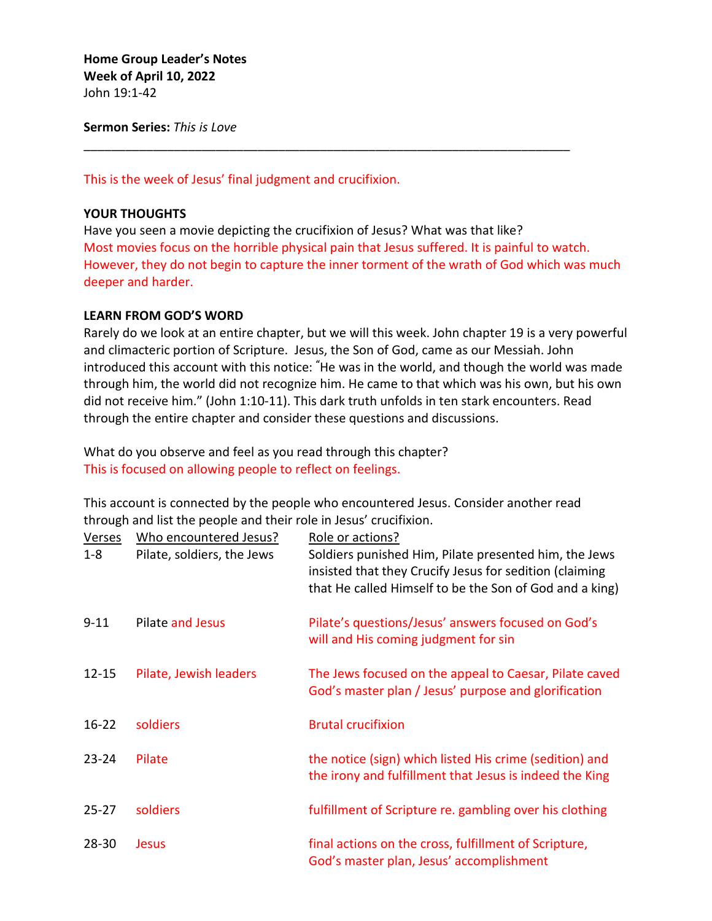**Home Group Leader's Notes**
**Week of April 10, 2022**
John 19:1-42

**Sermon Series:** *This is Love*

---

This is the week of Jesus' final judgment and crucifixion.

**YOUR THOUGHTS**

Have you seen a movie depicting the crucifixion of Jesus? What was that like?
Most movies focus on the horrible physical pain that Jesus suffered. It is painful to watch. However, they do not begin to capture the inner torment of the wrath of God which was much deeper and harder.

**LEARN FROM GOD'S WORD**

Rarely do we look at an entire chapter, but we will this week. John chapter 19 is a very powerful and climacteric portion of Scripture. Jesus, the Son of God, came as our Messiah. John introduced this account with this notice: "He was in the world, and though the world was made through him, the world did not recognize him. He came to that which was his own, but his own did not receive him." (John 1:10-11). This dark truth unfolds in ten stark encounters. Read through the entire chapter and consider these questions and discussions.

What do you observe and feel as you read through this chapter?
This is focused on allowing people to reflect on feelings.

This account is connected by the people who encountered Jesus. Consider another read through and list the people and their role in Jesus' crucifixion.

| Verses | Who encountered Jesus? | Role or actions? |
|---|---|---|
| 1-8 | Pilate, soldiers, the Jews | Soldiers punished Him, Pilate presented him, the Jews insisted that they Crucify Jesus for sedition (claiming that He called Himself to be the Son of God and a king) |
| 9-11 | Pilate and Jesus | Pilate's questions/Jesus' answers focused on God's will and His coming judgment for sin |
| 12-15 | Pilate, Jewish leaders | The Jews focused on the appeal to Caesar, Pilate caved God's master plan / Jesus' purpose and glorification |
| 16-22 | soldiers | Brutal crucifixion |
| 23-24 | Pilate | the notice (sign) which listed His crime (sedition) and the irony and fulfillment that Jesus is indeed the King |
| 25-27 | soldiers | fulfillment of Scripture re. gambling over his clothing |
| 28-30 | Jesus | final actions on the cross, fulfillment of Scripture, God's master plan, Jesus' accomplishment |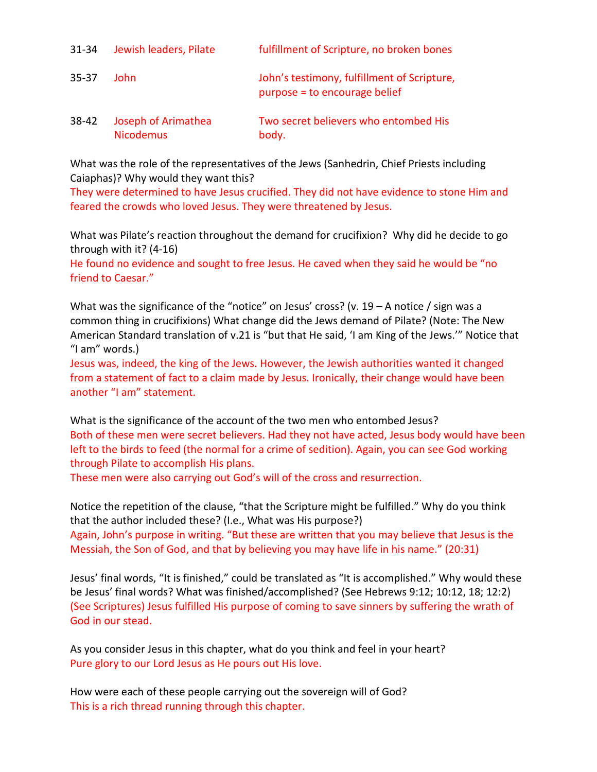| | | |
|---|---|---|
| 31-34 | Jewish leaders, Pilate | fulfillment of Scripture, no broken bones |
| 35-37 | John | John's testimony, fulfillment of Scripture, purpose = to encourage belief |
| 38-42 | Joseph of Arimathea Nicodemus | Two secret believers who entombed His body. |

What was the role of the representatives of the Jews (Sanhedrin, Chief Priests including Caiaphas)? Why would they want this?
They were determined to have Jesus crucified. They did not have evidence to stone Him and feared the crowds who loved Jesus. They were threatened by Jesus.

What was Pilate's reaction throughout the demand for crucifixion? Why did he decide to go through with it? (4-16)
He found no evidence and sought to free Jesus. He caved when they said he would be "no friend to Caesar."

What was the significance of the "notice" on Jesus' cross? (v. 19 – A notice / sign was a common thing in crucifixions) What change did the Jews demand of Pilate? (Note: The New American Standard translation of v.21 is "but that He said, 'I am King of the Jews.'" Notice that "I am" words.)
Jesus was, indeed, the king of the Jews. However, the Jewish authorities wanted it changed from a statement of fact to a claim made by Jesus. Ironically, their change would have been another "I am" statement.

What is the significance of the account of the two men who entombed Jesus?
Both of these men were secret believers. Had they not have acted, Jesus body would have been left to the birds to feed (the normal for a crime of sedition). Again, you can see God working through Pilate to accomplish His plans.
These men were also carrying out God's will of the cross and resurrection.

Notice the repetition of the clause, "that the Scripture might be fulfilled." Why do you think that the author included these? (I.e., What was His purpose?)
Again, John's purpose in writing. "But these are written that you may believe that Jesus is the Messiah, the Son of God, and that by believing you may have life in his name." (20:31)

Jesus' final words, "It is finished," could be translated as "It is accomplished." Why would these be Jesus' final words? What was finished/accomplished? (See Hebrews 9:12; 10:12, 18; 12:2)
(See Scriptures) Jesus fulfilled His purpose of coming to save sinners by suffering the wrath of God in our stead.

As you consider Jesus in this chapter, what do you think and feel in your heart?
Pure glory to our Lord Jesus as He pours out His love.

How were each of these people carrying out the sovereign will of God?
This is a rich thread running through this chapter.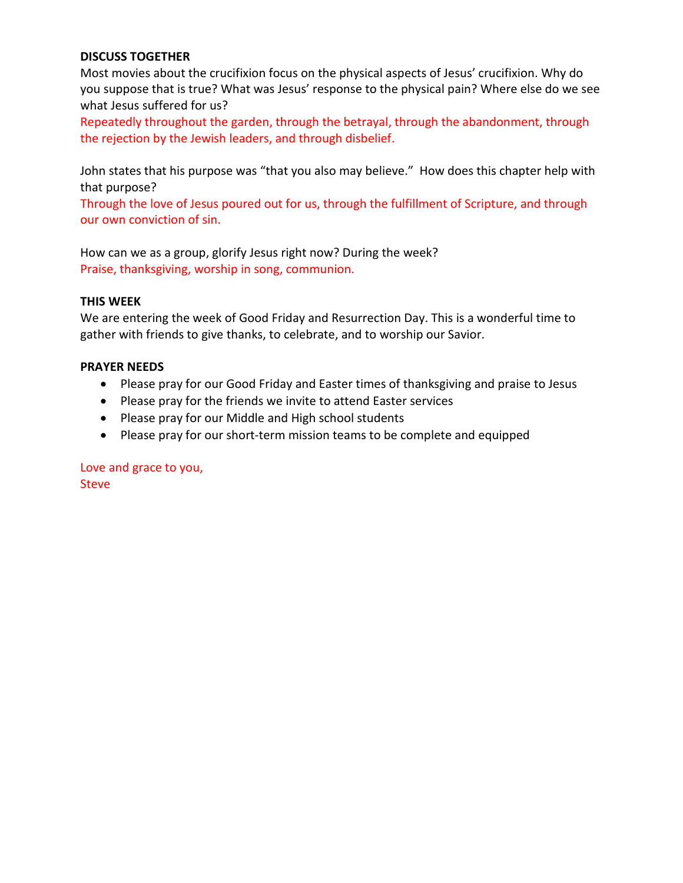**DISCUSS TOGETHER**

Most movies about the crucifixion focus on the physical aspects of Jesus' crucifixion. Why do you suppose that is true? What was Jesus' response to the physical pain? Where else do we see what Jesus suffered for us?

Repeatedly throughout the garden, through the betrayal, through the abandonment, through the rejection by the Jewish leaders, and through disbelief.

John states that his purpose was "that you also may believe." How does this chapter help with that purpose?

Through the love of Jesus poured out for us, through the fulfillment of Scripture, and through our own conviction of sin.

How can we as a group, glorify Jesus right now? During the week?

Praise, thanksgiving, worship in song, communion.

**THIS WEEK**

We are entering the week of Good Friday and Resurrection Day. This is a wonderful time to gather with friends to give thanks, to celebrate, and to worship our Savior.

**PRAYER NEEDS**

- Please pray for our Good Friday and Easter times of thanksgiving and praise to Jesus
- Please pray for the friends we invite to attend Easter services
- Please pray for our Middle and High school students
- Please pray for our short-term mission teams to be complete and equipped

Love and grace to you,
Steve